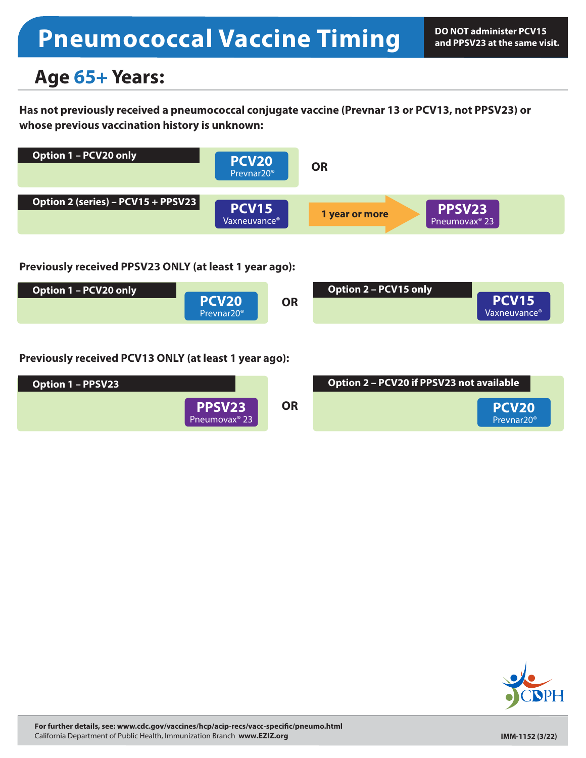# Pneumococcal Vaccine Timing

**DO NOT administer PCV15 and PPSV23 at the same visit.**

## Age 65+ Years:

**Has not previously received a pneumococcal conjugate vaccine (Prevnar 13 or PCV13, not PPSV23) or whose previous vaccination history is unknown:**

**Option 1 – PCV20 only**

- **PCV20** Prevnar20®

**OR**

**Option 2 (series) – PCV15 + PPSV23**

- **PCV15** Vaxneuvance® → 1 year or more → **PPSV23** Pneumovax® 23

**Previously received PPSV23 ONLY (at least 1 year ago):**

**Option 1 – PCV20 only**

- **PCV20** Prevnar20®

**OR**

**Option 2 – PCV15 only**

- **PCV15** Vaxneuvance®

**Previously received PCV13 ONLY (at least 1 year ago):**

**Option 1 – PPSV23**

- **PPSV23** Pneumovax® 23

**OR**

**Option 2 – PCV20 if PPSV23 not available**

- **PCV20** Prevnar20®

CDPH

**For further details, see: www.cdc.gov/vaccines/hcp/acip-recs/vacc-specific/pneumo.html**
California Department of Public Health, Immunization Branch **www.EZIZ.org**

**IMM-1152 (3/22)**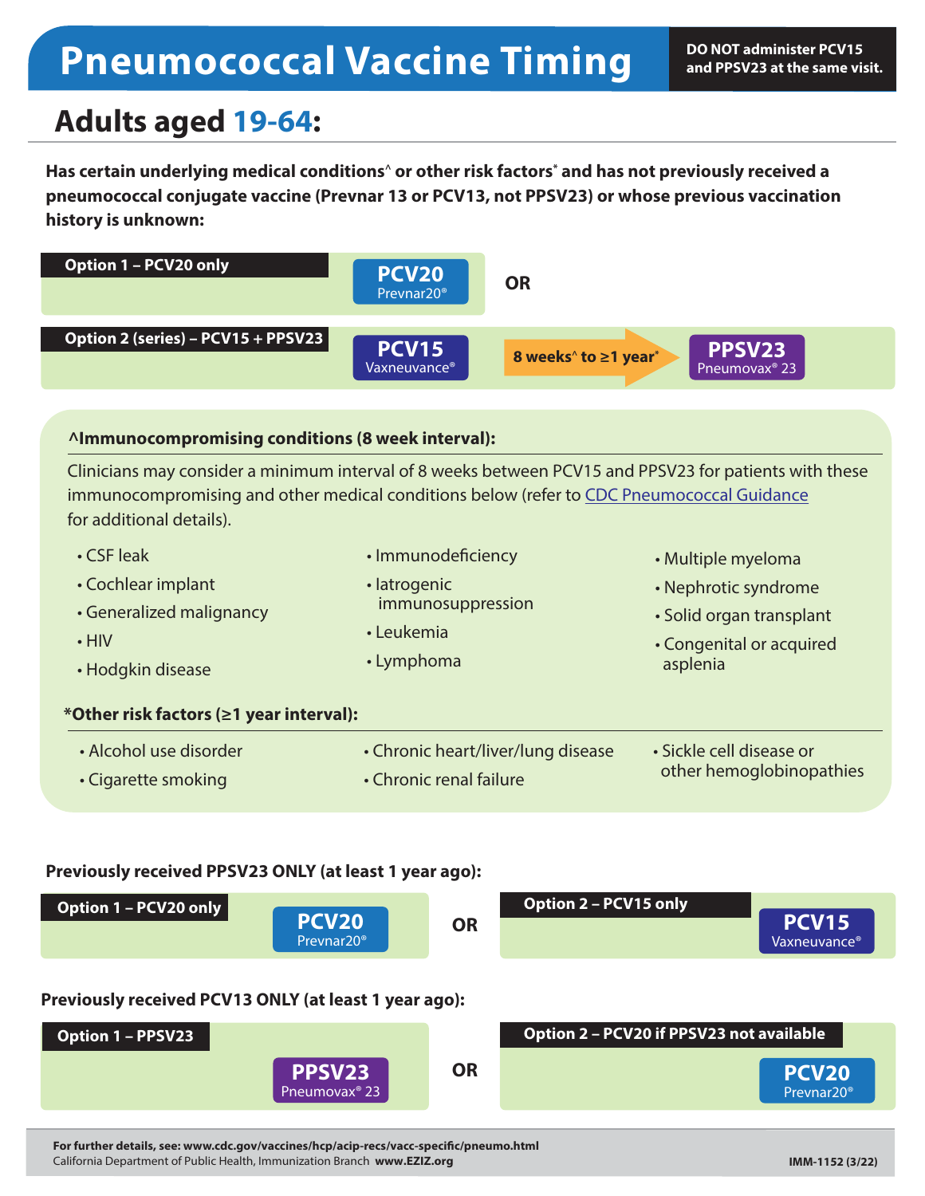# Pneumococcal Vaccine Timing

**DO NOT administer PCV15 and PPSV23 at the same visit.**

## Adults aged 19-64:

**Has certain underlying medical conditions^ or other risk factors* and has not previously received a pneumococcal conjugate vaccine (Prevnar 13 or PCV13, not PPSV23) or whose previous vaccination history is unknown:**

**Option 1 – PCV20 only**

PCV20
Prevnar20®

OR

**Option 2 (series) – PCV15 + PPSV23**

PCV15
Vaxneuvance®

8 weeks^ to ≥1 year*

PPSV23
Pneumovax® 23

### ^Immunocompromising conditions (8 week interval):

Clinicians may consider a minimum interval of 8 weeks between PCV15 and PPSV23 for patients with these immunocompromising and other medical conditions below (refer to CDC Pneumococcal Guidance for additional details).

- CSF leak
- Cochlear implant
- Generalized malignancy
- HIV
- Hodgkin disease
- Immunodeficiency
- Iatrogenic immunosuppression
- Leukemia
- Lymphoma
- Multiple myeloma
- Nephrotic syndrome
- Solid organ transplant
- Congenital or acquired asplenia

### *Other risk factors (≥1 year interval):

- Alcohol use disorder
- Cigarette smoking
- Chronic heart/liver/lung disease
- Chronic renal failure
- Sickle cell disease or other hemoglobinopathies

**Previously received PPSV23 ONLY (at least 1 year ago):**

**Option 1 – PCV20 only**

PCV20
Prevnar20®

OR

**Option 2 – PCV15 only**

PCV15
Vaxneuvance®

**Previously received PCV13 ONLY (at least 1 year ago):**

**Option 1 – PPSV23**

PPSV23
Pneumovax® 23

OR

**Option 2 – PCV20 if PPSV23 not available**

PCV20
Prevnar20®

**For further details, see: www.cdc.gov/vaccines/hcp/acip-recs/vacc-specific/pneumo.html**
California Department of Public Health, Immunization Branch **www.EZIZ.org**

**IMM-1152 (3/22)**